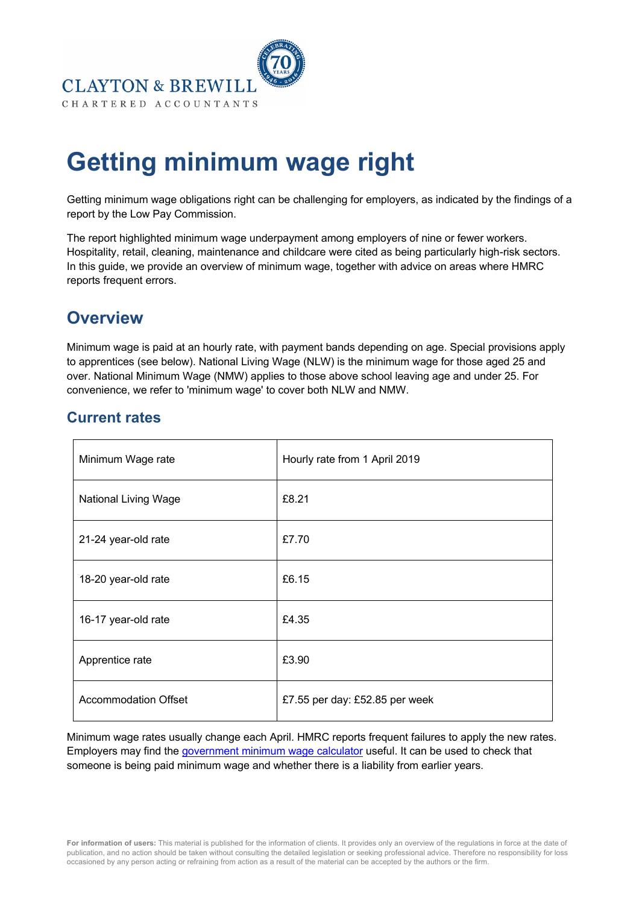CLAYTON & BREWILL
CHARTERED ACCOUNTANTS

# Getting minimum wage right

Getting minimum wage obligations right can be challenging for employers, as indicated by the findings of a report by the Low Pay Commission.

The report highlighted minimum wage underpayment among employers of nine or fewer workers. Hospitality, retail, cleaning, maintenance and childcare were cited as being particularly high-risk sectors. In this guide, we provide an overview of minimum wage, together with advice on areas where HMRC reports frequent errors.

## Overview

Minimum wage is paid at an hourly rate, with payment bands depending on age. Special provisions apply to apprentices (see below). National Living Wage (NLW) is the minimum wage for those aged 25 and over. National Minimum Wage (NMW) applies to those above school leaving age and under 25. For convenience, we refer to 'minimum wage' to cover both NLW and NMW.

### Current rates

| Minimum Wage rate | Hourly rate from 1 April 2019 |
|---|---|
| National Living Wage | £8.21 |
| 21-24 year-old rate | £7.70 |
| 18-20 year-old rate | £6.15 |
| 16-17 year-old rate | £4.35 |
| Apprentice rate | £3.90 |
| Accommodation Offset | £7.55 per day: £52.85 per week |

Minimum wage rates usually change each April. HMRC reports frequent failures to apply the new rates. Employers may find the government minimum wage calculator useful. It can be used to check that someone is being paid minimum wage and whether there is a liability from earlier years.

**For information of users:** This material is published for the information of clients. It provides only an overview of the regulations in force at the date of publication, and no action should be taken without consulting the detailed legislation or seeking professional advice. Therefore no responsibility for loss occasioned by any person acting or refraining from action as a result of the material can be accepted by the authors or the firm.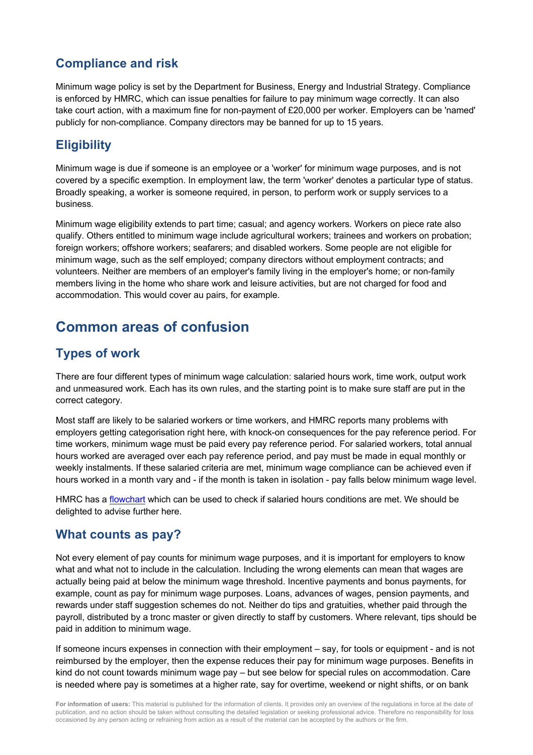## Compliance and risk

Minimum wage policy is set by the Department for Business, Energy and Industrial Strategy. Compliance is enforced by HMRC, which can issue penalties for failure to pay minimum wage correctly. It can also take court action, with a maximum fine for non-payment of £20,000 per worker. Employers can be 'named' publicly for non-compliance. Company directors may be banned for up to 15 years.

## Eligibility

Minimum wage is due if someone is an employee or a 'worker' for minimum wage purposes, and is not covered by a specific exemption. In employment law, the term 'worker' denotes a particular type of status. Broadly speaking, a worker is someone required, in person, to perform work or supply services to a business.

Minimum wage eligibility extends to part time; casual; and agency workers. Workers on piece rate also qualify. Others entitled to minimum wage include agricultural workers; trainees and workers on probation; foreign workers; offshore workers; seafarers; and disabled workers. Some people are not eligible for minimum wage, such as the self employed; company directors without employment contracts; and volunteers. Neither are members of an employer's family living in the employer's home; or non-family members living in the home who share work and leisure activities, but are not charged for food and accommodation. This would cover au pairs, for example.

# Common areas of confusion

## Types of work

There are four different types of minimum wage calculation: salaried hours work, time work, output work and unmeasured work. Each has its own rules, and the starting point is to make sure staff are put in the correct category.

Most staff are likely to be salaried workers or time workers, and HMRC reports many problems with employers getting categorisation right here, with knock-on consequences for the pay reference period. For time workers, minimum wage must be paid every pay reference period. For salaried workers, total annual hours worked are averaged over each pay reference period, and pay must be made in equal monthly or weekly instalments. If these salaried criteria are met, minimum wage compliance can be achieved even if hours worked in a month vary and - if the month is taken in isolation - pay falls below minimum wage level.

HMRC has a flowchart which can be used to check if salaried hours conditions are met. We should be delighted to advise further here.

## What counts as pay?

Not every element of pay counts for minimum wage purposes, and it is important for employers to know what and what not to include in the calculation. Including the wrong elements can mean that wages are actually being paid at below the minimum wage threshold. Incentive payments and bonus payments, for example, count as pay for minimum wage purposes. Loans, advances of wages, pension payments, and rewards under staff suggestion schemes do not. Neither do tips and gratuities, whether paid through the payroll, distributed by a tronc master or given directly to staff by customers. Where relevant, tips should be paid in addition to minimum wage.

If someone incurs expenses in connection with their employment – say, for tools or equipment - and is not reimbursed by the employer, then the expense reduces their pay for minimum wage purposes. Benefits in kind do not count towards minimum wage pay – but see below for special rules on accommodation. Care is needed where pay is sometimes at a higher rate, say for overtime, weekend or night shifts, or on bank

**For information of users:** This material is published for the information of clients. It provides only an overview of the regulations in force at the date of publication, and no action should be taken without consulting the detailed legislation or seeking professional advice. Therefore no responsibility for loss occasioned by any person acting or refraining from action as a result of the material can be accepted by the authors or the firm.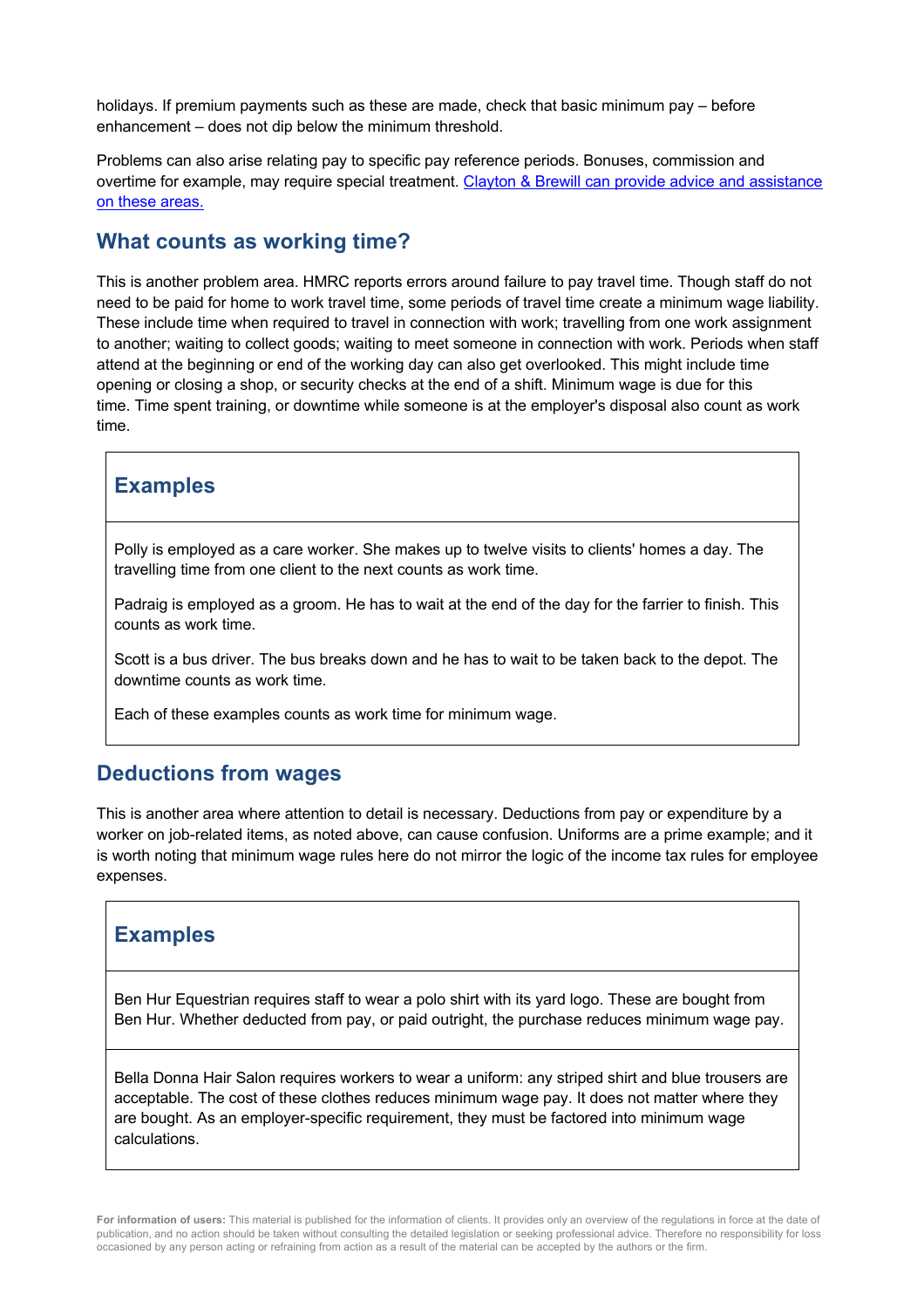holidays. If premium payments such as these are made, check that basic minimum pay – before enhancement – does not dip below the minimum threshold.

Problems can also arise relating pay to specific pay reference periods. Bonuses, commission and overtime for example, may require special treatment. [Clayton & Brewill can provide advice and assistance on these areas.]

## What counts as working time?

This is another problem area. HMRC reports errors around failure to pay travel time. Though staff do not need to be paid for home to work travel time, some periods of travel time create a minimum wage liability. These include time when required to travel in connection with work; travelling from one work assignment to another; waiting to collect goods; waiting to meet someone in connection with work. Periods when staff attend at the beginning or end of the working day can also get overlooked. This might include time opening or closing a shop, or security checks at the end of a shift. Minimum wage is due for this time. Time spent training, or downtime while someone is at the employer's disposal also count as work time.

### Examples

Polly is employed as a care worker. She makes up to twelve visits to clients' homes a day. The travelling time from one client to the next counts as work time.

Padraig is employed as a groom. He has to wait at the end of the day for the farrier to finish. This counts as work time.

Scott is a bus driver. The bus breaks down and he has to wait to be taken back to the depot. The downtime counts as work time.

Each of these examples counts as work time for minimum wage.

## Deductions from wages

This is another area where attention to detail is necessary. Deductions from pay or expenditure by a worker on job-related items, as noted above, can cause confusion. Uniforms are a prime example; and it is worth noting that minimum wage rules here do not mirror the logic of the income tax rules for employee expenses.

### Examples

Ben Hur Equestrian requires staff to wear a polo shirt with its yard logo. These are bought from Ben Hur. Whether deducted from pay, or paid outright, the purchase reduces minimum wage pay.

Bella Donna Hair Salon requires workers to wear a uniform: any striped shirt and blue trousers are acceptable. The cost of these clothes reduces minimum wage pay. It does not matter where they are bought. As an employer-specific requirement, they must be factored into minimum wage calculations.

**For information of users:** This material is published for the information of clients. It provides only an overview of the regulations in force at the date of publication, and no action should be taken without consulting the detailed legislation or seeking professional advice. Therefore no responsibility for loss occasioned by any person acting or refraining from action as a result of the material can be accepted by the authors or the firm.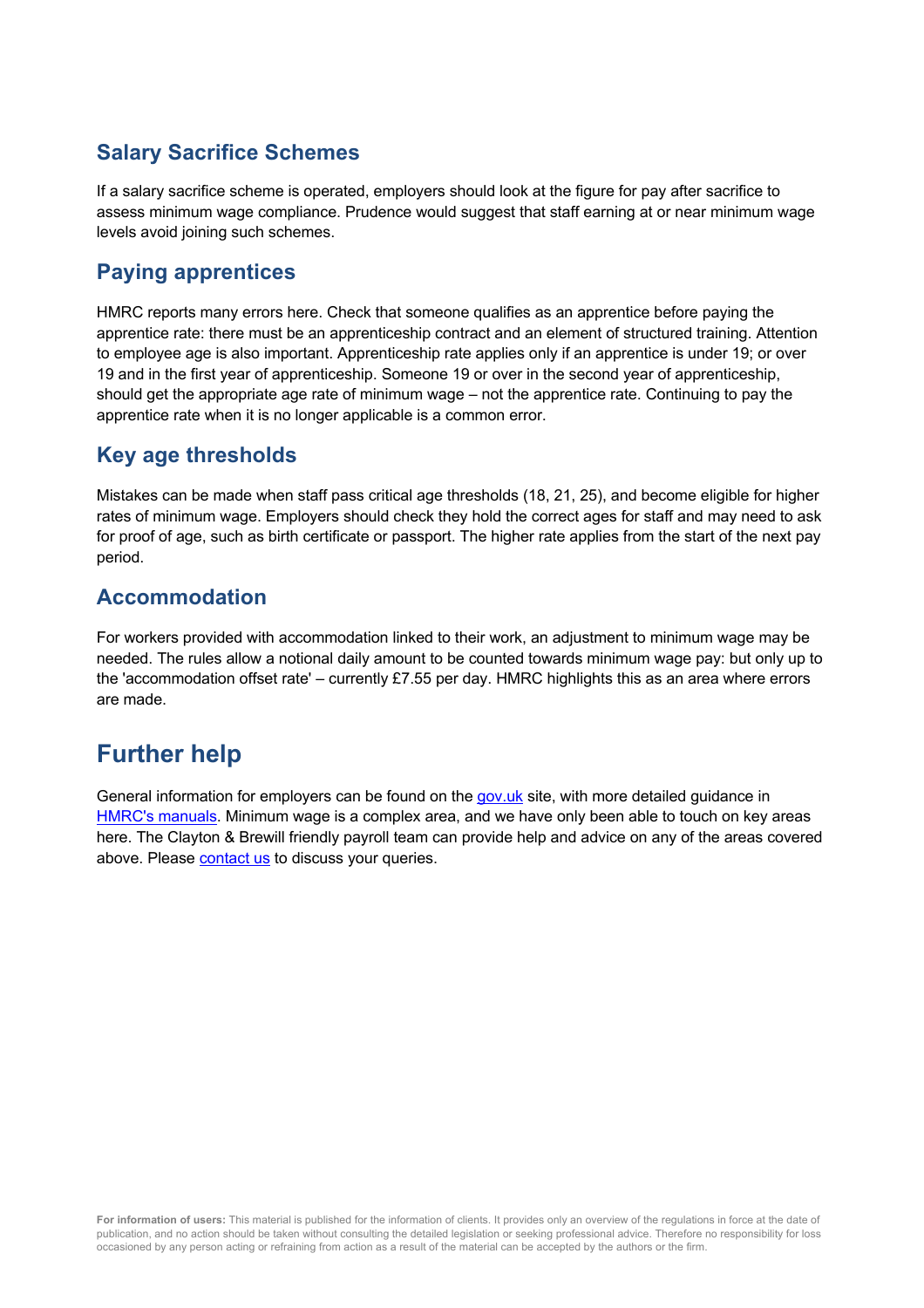### Salary Sacrifice Schemes

If a salary sacrifice scheme is operated, employers should look at the figure for pay after sacrifice to assess minimum wage compliance. Prudence would suggest that staff earning at or near minimum wage levels avoid joining such schemes.

### Paying apprentices

HMRC reports many errors here. Check that someone qualifies as an apprentice before paying the apprentice rate: there must be an apprenticeship contract and an element of structured training. Attention to employee age is also important. Apprenticeship rate applies only if an apprentice is under 19; or over 19 and in the first year of apprenticeship. Someone 19 or over in the second year of apprenticeship, should get the appropriate age rate of minimum wage – not the apprentice rate. Continuing to pay the apprentice rate when it is no longer applicable is a common error.

### Key age thresholds

Mistakes can be made when staff pass critical age thresholds (18, 21, 25), and become eligible for higher rates of minimum wage. Employers should check they hold the correct ages for staff and may need to ask for proof of age, such as birth certificate or passport. The higher rate applies from the start of the next pay period.

### Accommodation

For workers provided with accommodation linked to their work, an adjustment to minimum wage may be needed. The rules allow a notional daily amount to be counted towards minimum wage pay: but only up to the 'accommodation offset rate' – currently £7.55 per day. HMRC highlights this as an area where errors are made.

## Further help

General information for employers can be found on the gov.uk site, with more detailed guidance in HMRC's manuals. Minimum wage is a complex area, and we have only been able to touch on key areas here. The Clayton & Brewill friendly payroll team can provide help and advice on any of the areas covered above. Please contact us to discuss your queries.

**For information of users:** This material is published for the information of clients. It provides only an overview of the regulations in force at the date of publication, and no action should be taken without consulting the detailed legislation or seeking professional advice. Therefore no responsibility for loss occasioned by any person acting or refraining from action as a result of the material can be accepted by the authors or the firm.